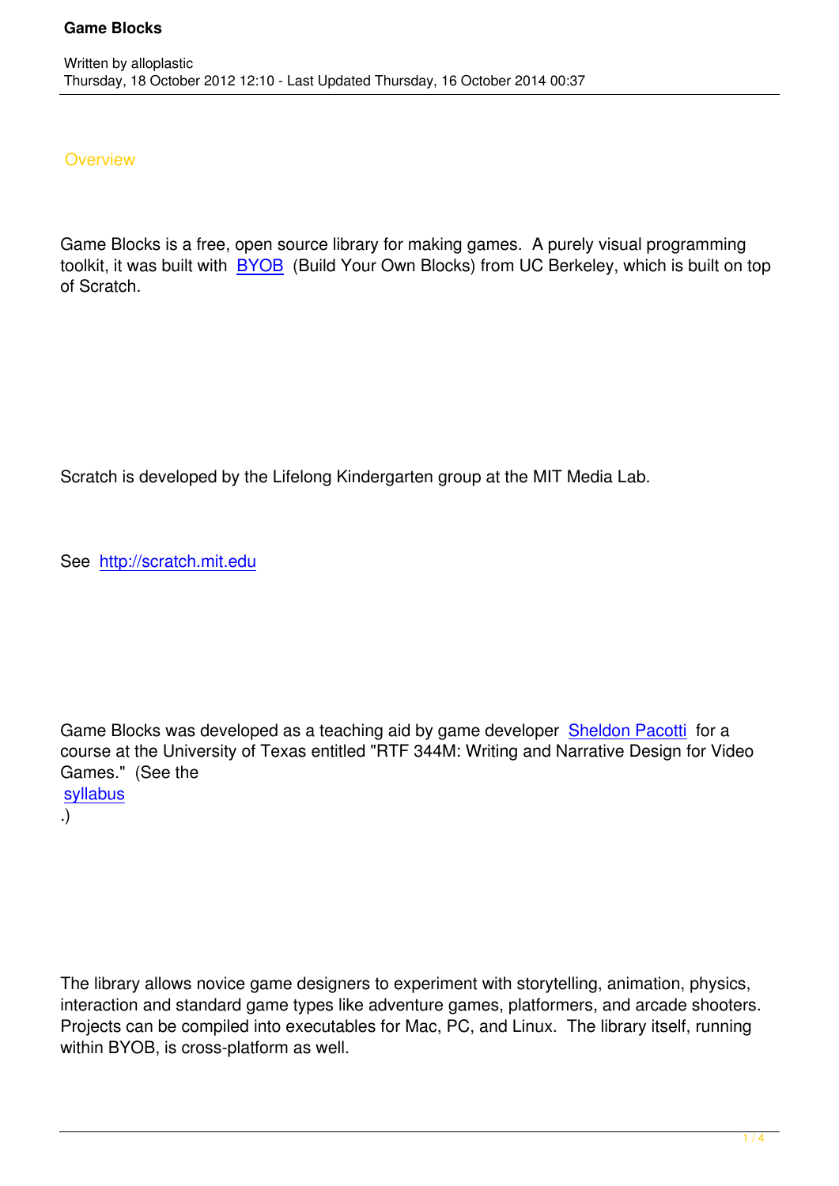# Game Blocks

Written by alloplastic

Thursday, 18 October 2012 12:10 - Last Updated Thursday, 16 October 2014 00:37

## Overview

Game Blocks is a free, open source library for making games. A purely visual programming toolkit, it was built with BYOB (Build Your Own Blocks) from UC Berkeley, which is built on top of Scratch.

Scratch is developed by the Lifelong Kindergarten group at the MIT Media Lab.

See http://scratch.mit.edu

Game Blocks was developed as a teaching aid by game developer Sheldon Pacotti for a course at the University of Texas entitled "RTF 344M: Writing and Narrative Design for Video Games." (See the syllabus.)

The library allows novice game designers to experiment with storytelling, animation, physics, interaction and standard game types like adventure games, platformers, and arcade shooters. Projects can be compiled into executables for Mac, PC, and Linux. The library itself, running within BYOB, is cross-platform as well.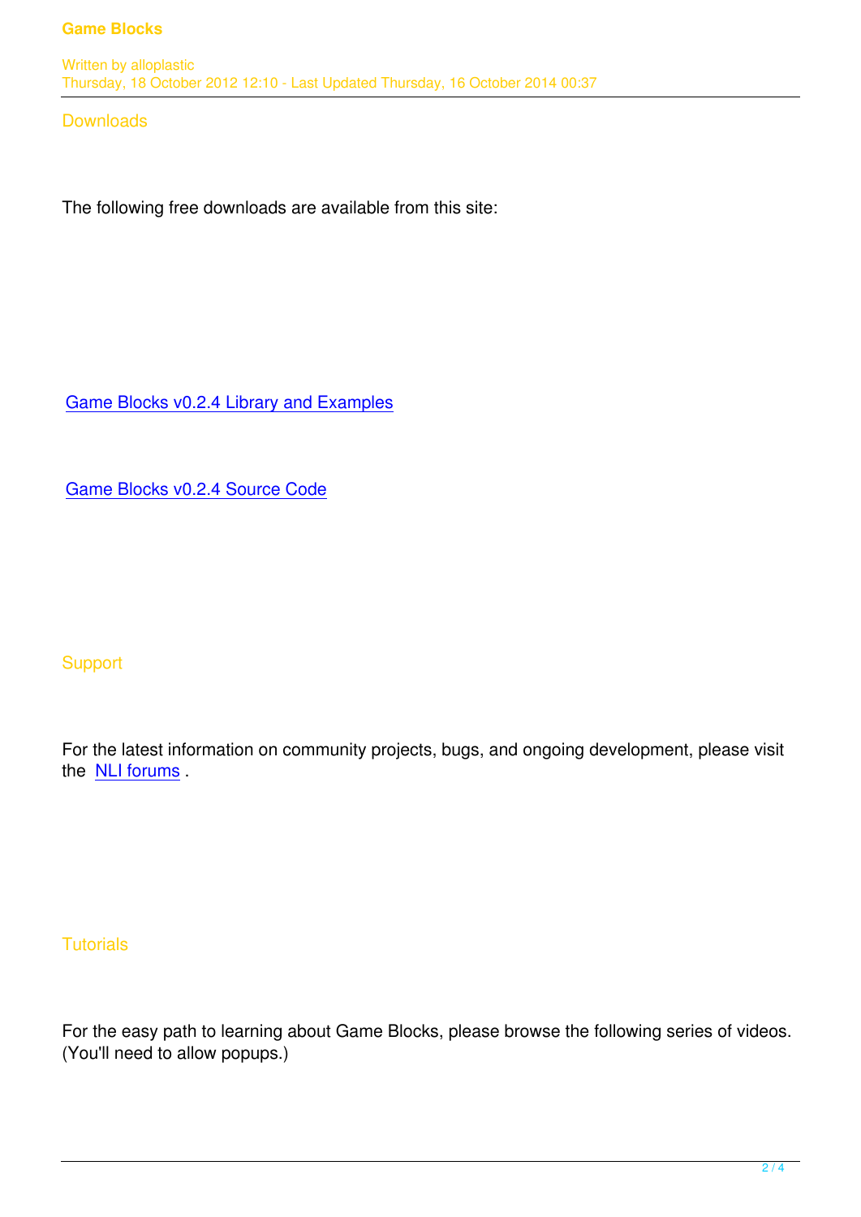## Downloads

The following free downloads are available from this site:

Game Blocks v0.2.4 Library and Examples

Game Blocks v0.2.4 Source Code

## Support

For the latest information on community projects, bugs, and ongoing development, please visit the NLI forums .

## Tutorials

For the easy path to learning about Game Blocks, please browse the following series of videos. (You'll need to allow popups.)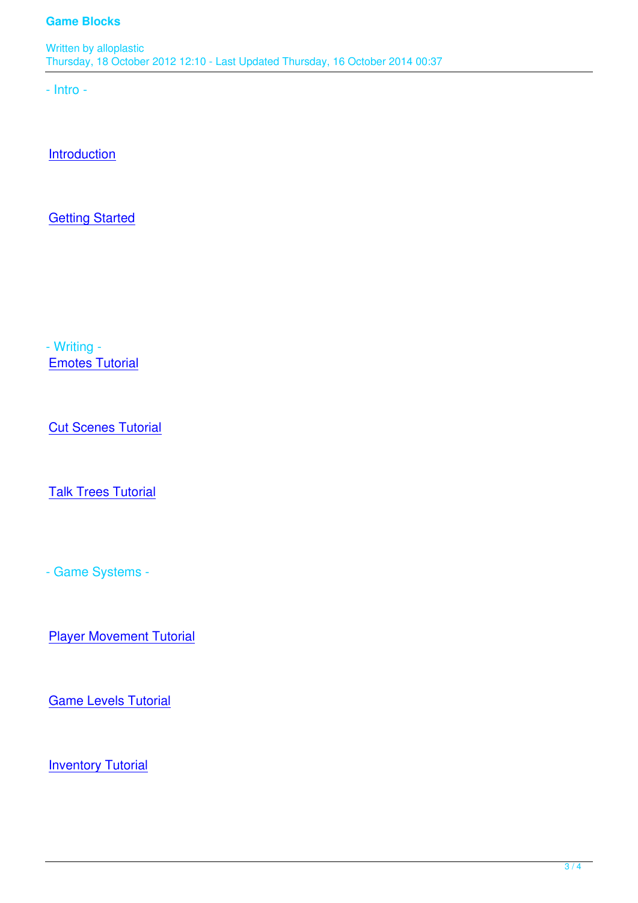- Intro -

Introduction

Getting Started

- Writing -

Emotes Tutorial

Cut Scenes Tutorial

Talk Trees Tutorial

- Game Systems -

Player Movement Tutorial

Game Levels Tutorial

Inventory Tutorial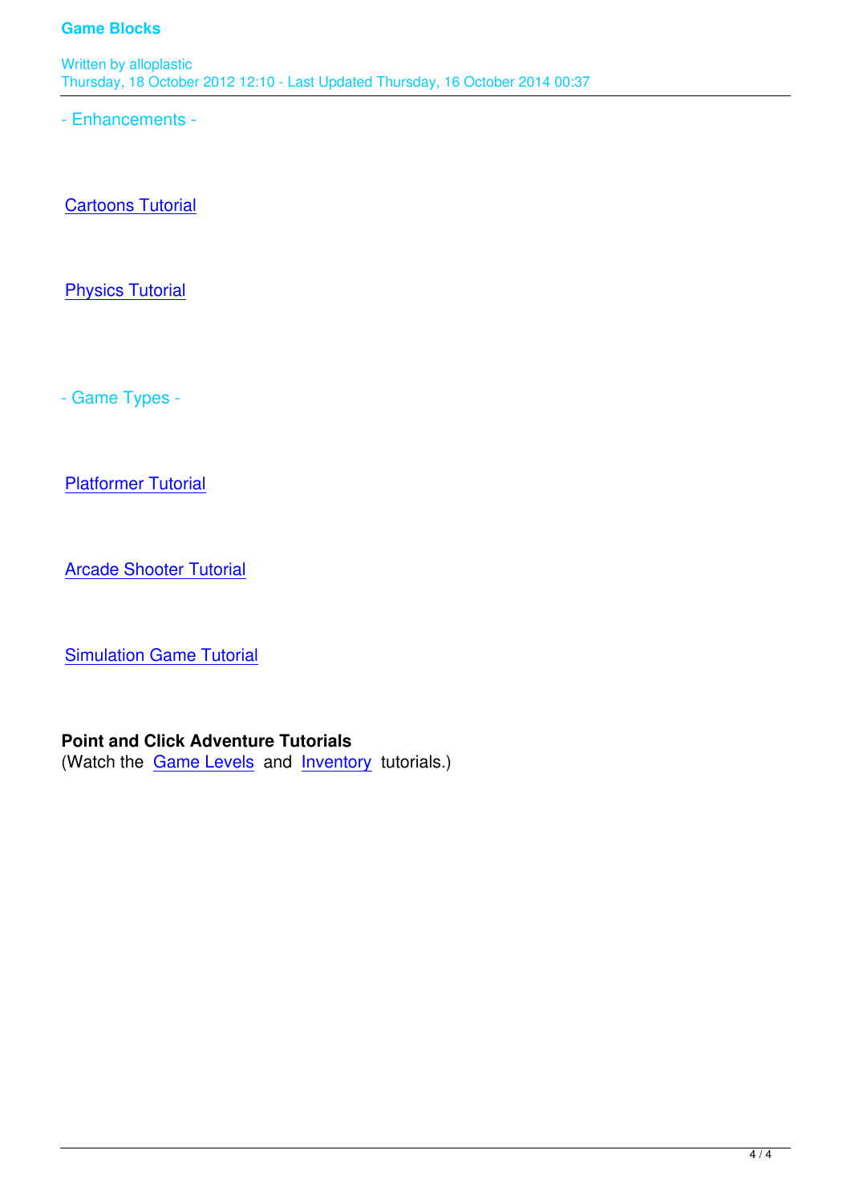- Enhancements -

Cartoons Tutorial

Physics Tutorial

- Game Types -

Platformer Tutorial

Arcade Shooter Tutorial

Simulation Game Tutorial

**Point and Click Adventure Tutorials**
(Watch the Game Levels and Inventory tutorials.)